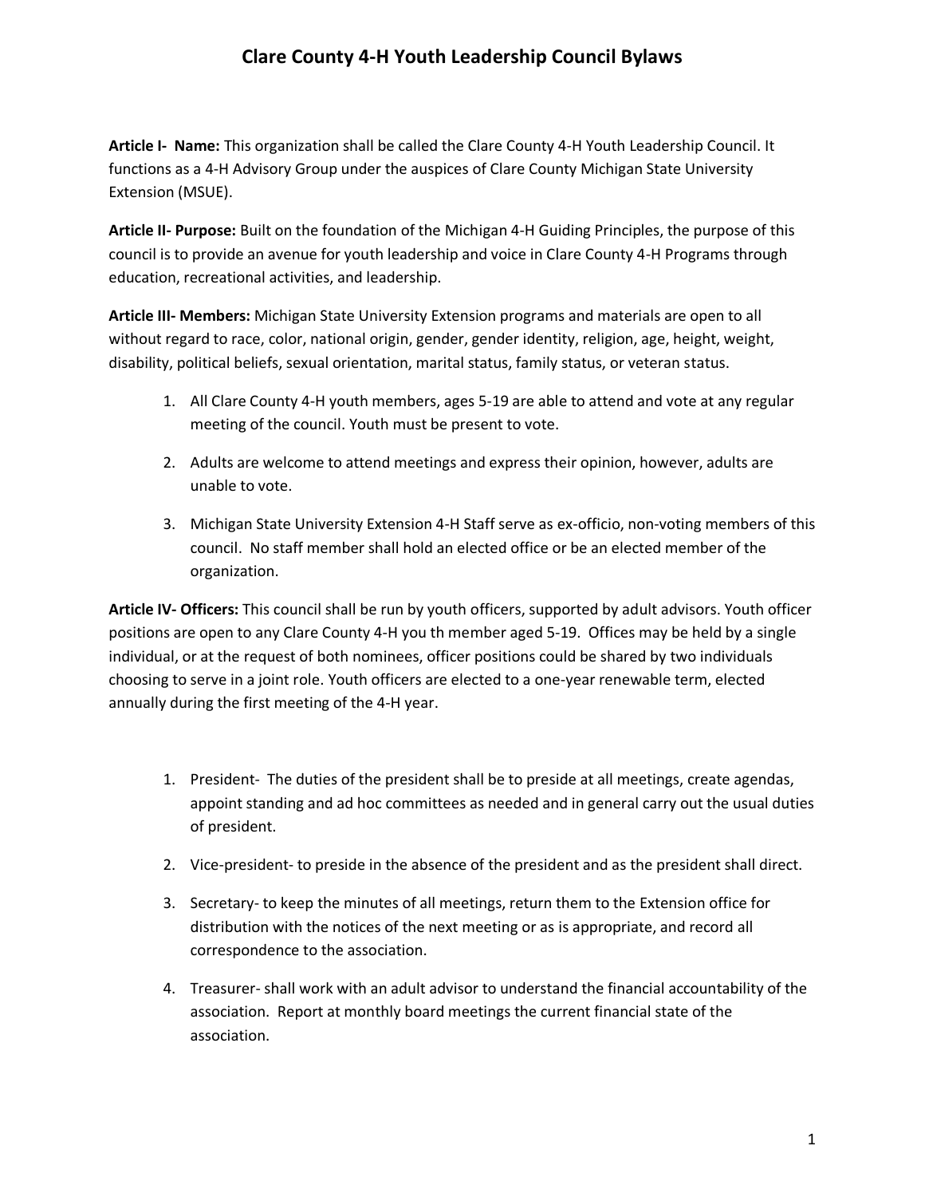# Clare County 4-H Youth Leadership Council Bylaws

**Article I- Name:** This organization shall be called the Clare County 4-H Youth Leadership Council. It functions as a 4-H Advisory Group under the auspices of Clare County Michigan State University Extension (MSUE).

**Article II- Purpose:** Built on the foundation of the Michigan 4-H Guiding Principles, the purpose of this council is to provide an avenue for youth leadership and voice in Clare County 4-H Programs through education, recreational activities, and leadership.

**Article III- Members:** Michigan State University Extension programs and materials are open to all without regard to race, color, national origin, gender, gender identity, religion, age, height, weight, disability, political beliefs, sexual orientation, marital status, family status, or veteran status.

1. All Clare County 4-H youth members, ages 5-19 are able to attend and vote at any regular meeting of the council. Youth must be present to vote.
2. Adults are welcome to attend meetings and express their opinion, however, adults are unable to vote.
3. Michigan State University Extension 4-H Staff serve as ex-officio, non-voting members of this council. No staff member shall hold an elected office or be an elected member of the organization.

**Article IV- Officers:** This council shall be run by youth officers, supported by adult advisors. Youth officer positions are open to any Clare County 4-H you th member aged 5-19. Offices may be held by a single individual, or at the request of both nominees, officer positions could be shared by two individuals choosing to serve in a joint role. Youth officers are elected to a one-year renewable term, elected annually during the first meeting of the 4-H year.

1. President- The duties of the president shall be to preside at all meetings, create agendas, appoint standing and ad hoc committees as needed and in general carry out the usual duties of president.
2. Vice-president- to preside in the absence of the president and as the president shall direct.
3. Secretary- to keep the minutes of all meetings, return them to the Extension office for distribution with the notices of the next meeting or as is appropriate, and record all correspondence to the association.
4. Treasurer- shall work with an adult advisor to understand the financial accountability of the association. Report at monthly board meetings the current financial state of the association.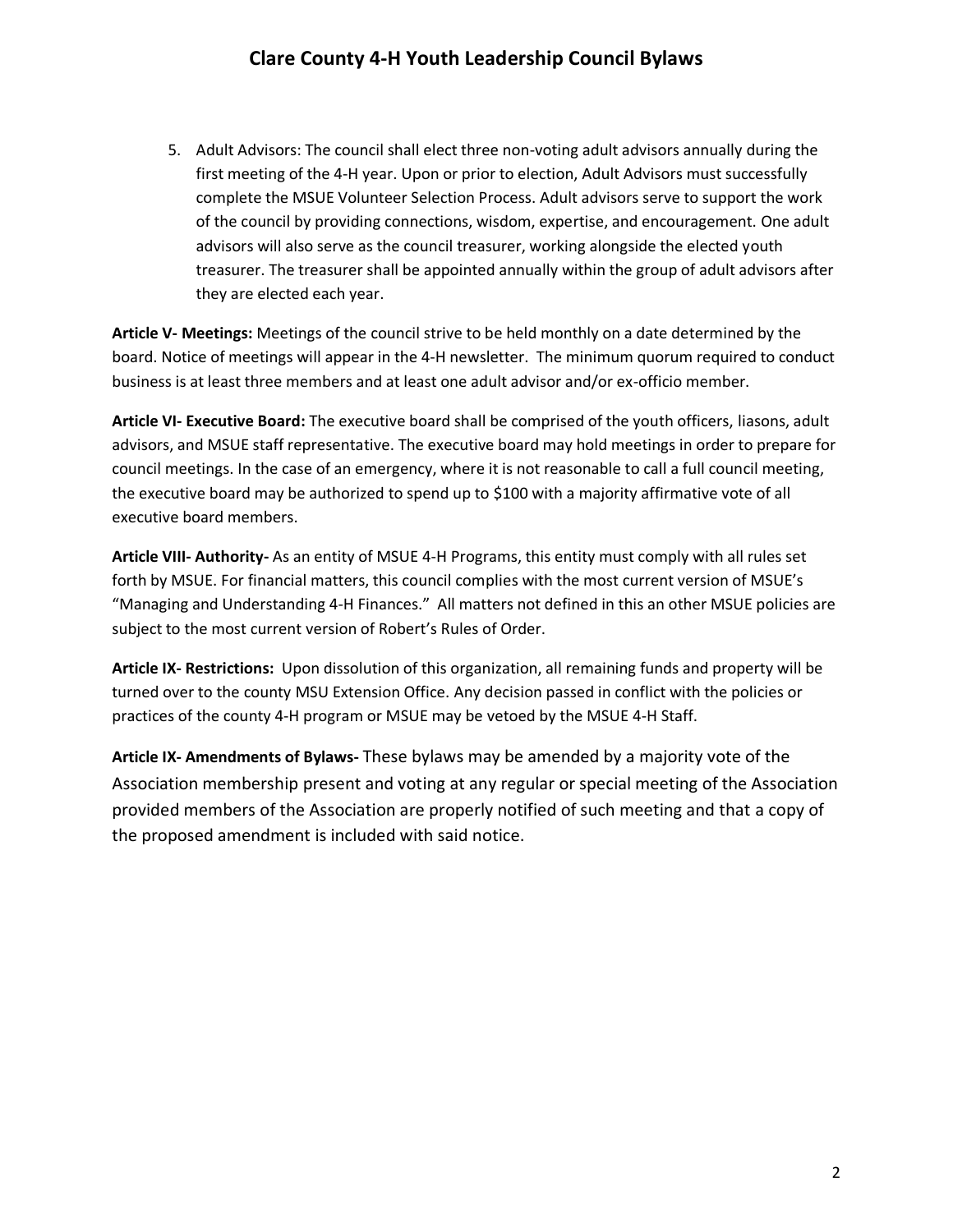5. Adult Advisors: The council shall elect three non-voting adult advisors annually during the first meeting of the 4-H year. Upon or prior to election, Adult Advisors must successfully complete the MSUE Volunteer Selection Process. Adult advisors serve to support the work of the council by providing connections, wisdom, expertise, and encouragement. One adult advisors will also serve as the council treasurer, working alongside the elected youth treasurer. The treasurer shall be appointed annually within the group of adult advisors after they are elected each year.

**Article V- Meetings:** Meetings of the council strive to be held monthly on a date determined by the board. Notice of meetings will appear in the 4-H newsletter. The minimum quorum required to conduct business is at least three members and at least one adult advisor and/or ex-officio member.

**Article VI- Executive Board:** The executive board shall be comprised of the youth officers, liasons, adult advisors, and MSUE staff representative. The executive board may hold meetings in order to prepare for council meetings. In the case of an emergency, where it is not reasonable to call a full council meeting, the executive board may be authorized to spend up to $100 with a majority affirmative vote of all executive board members.

**Article VIII- Authority-** As an entity of MSUE 4-H Programs, this entity must comply with all rules set forth by MSUE. For financial matters, this council complies with the most current version of MSUE's "Managing and Understanding 4-H Finances." All matters not defined in this an other MSUE policies are subject to the most current version of Robert's Rules of Order.

**Article IX- Restrictions:** Upon dissolution of this organization, all remaining funds and property will be turned over to the county MSU Extension Office. Any decision passed in conflict with the policies or practices of the county 4-H program or MSUE may be vetoed by the MSUE 4-H Staff.

**Article IX- Amendments of Bylaws-** These bylaws may be amended by a majority vote of the Association membership present and voting at any regular or special meeting of the Association provided members of the Association are properly notified of such meeting and that a copy of the proposed amendment is included with said notice.